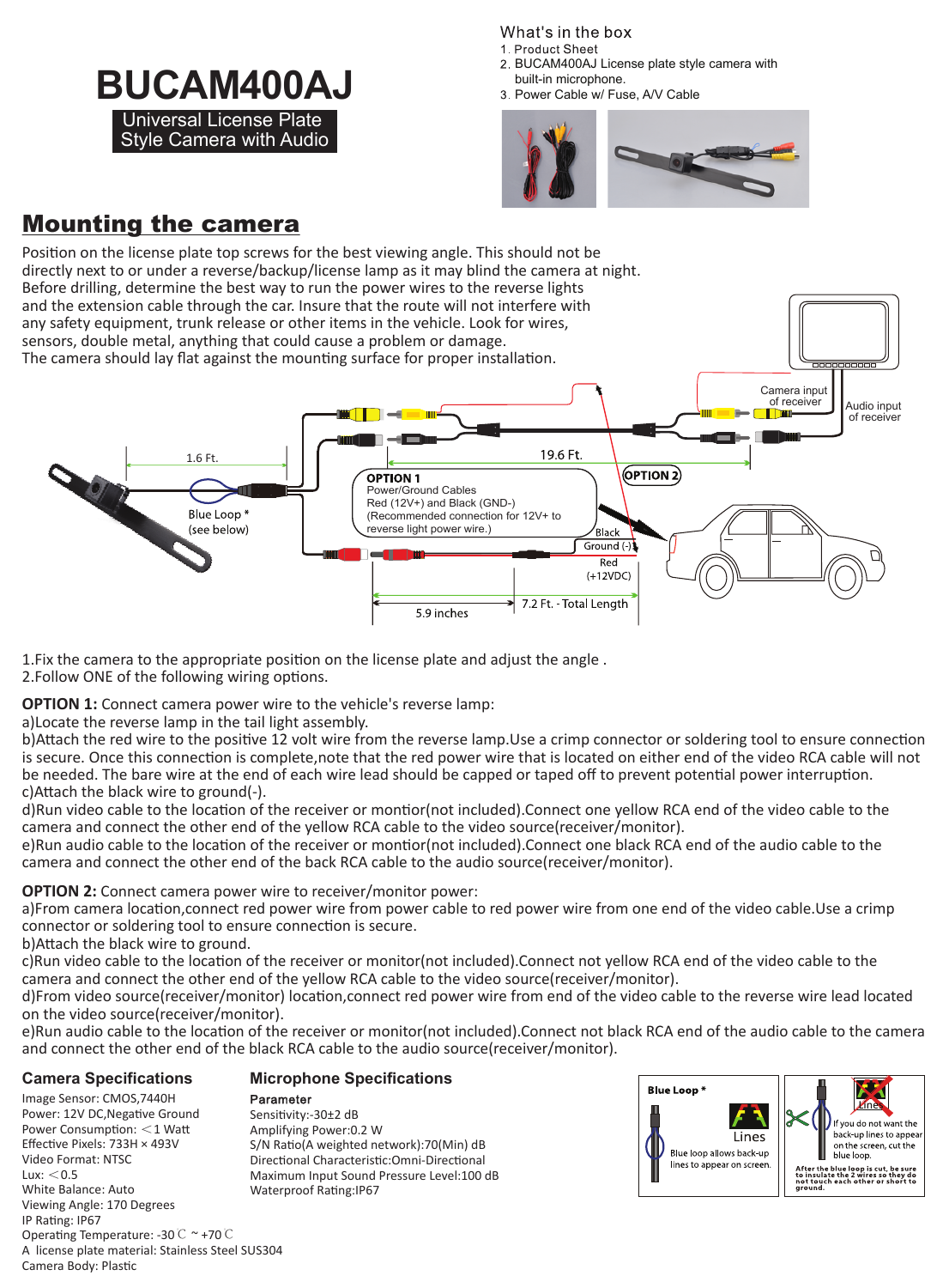# BUCAM400AJ

**Universal License Plate Style Camera with Audio**

## What's in the box

1. Product Sheet
2. BUCAM400AJ License plate style camera with built-in microphone.
3. Power Cable w/ Fuse, A/V Cable

## Mounting the camera

Position on the license plate top screws for the best viewing angle. This should not be directly next to or under a reverse/backup/license lamp as it may blind the camera at night. Before drilling, determine the best way to run the power wires to the reverse lights and the extension cable through the car. Insure that the route will not interfere with any safety equipment, trunk release or other items in the vehicle. Look for wires, sensors, double metal, anything that could cause a problem or damage. The camera should lay flat against the mounting surface for proper installation.

1.6 Ft.

Blue Loop * (see below)

19.6 Ft.

Camera input of receiver

Audio input of receiver

**OPTION 1**
Power/Ground Cables
Red (12V+) and Black (GND-)
(Recommended connection for 12V+ to reverse light power wire.)

**OPTION 2**

Black Ground (-)

Red (+12VDC)

5.9 inches

7.2 Ft. - Total Length

1.Fix the camera to the appropriate position on the license plate and adjust the angle .
2.Follow ONE of the following wiring options.

**OPTION 1:** Connect camera power wire to the vehicle's reverse lamp:
a)Locate the reverse lamp in the tail light assembly.
b)Attach the red wire to the positive 12 volt wire from the reverse lamp.Use a crimp connector or soldering tool to ensure connection is secure. Once this connection is complete,note that the red power wire that is located on either end of the video RCA cable will not be needed. The bare wire at the end of each wire lead should be capped or taped off to prevent potential power interruption.
c)Attach the black wire to ground(-).
d)Run video cable to the location of the receiver or montior(not included).Connect one yellow RCA end of the video cable to the camera and connect the other end of the yellow RCA cable to the video source(receiver/monitor).
e)Run audio cable to the location of the receiver or montior(not included).Connect one black RCA end of the audio cable to the camera and connect the other end of the back RCA cable to the audio source(receiver/monitor).

**OPTION 2:** Connect camera power wire to receiver/monitor power:
a)From camera location,connect red power wire from power cable to red power wire from one end of the video cable.Use a crimp connector or soldering tool to ensure connection is secure.
b)Attach the black wire to ground.
c)Run video cable to the location of the receiver or monitor(not included).Connect not yellow RCA end of the video cable to the camera and connect the other end of the yellow RCA cable to the video source(receiver/monitor).
d)From video source(receiver/monitor) location,connect red power wire from end of the video cable to the reverse wire lead located on the video source(receiver/monitor).
e)Run audio cable to the location of the receiver or monitor(not included).Connect not black RCA end of the audio cable to the camera and connect the other end of the black RCA cable to the audio source(receiver/monitor).

### Camera Specifications

Image Sensor: CMOS,7440H
Power: 12V DC,Negative Ground
Power Consumption: <1 Watt
Effective Pixels: 733H × 493V
Video Format: NTSC
Lux: <0.5
White Balance: Auto
Viewing Angle: 170 Degrees
IP Rating: IP67
Operating Temperature: -30℃ ~ +70℃
A license plate material: Stainless Steel SUS304
Camera Body: Plastic

### Microphone Specifications

**Parameter**
Sensitivity:-30±2 dB
Amplifying Power:0.2 W
S/N Ratio(A weighted network):70(Min) dB
Directional Characteristic:Omni-Directional
Maximum Input Sound Pressure Level:100 dB
Waterproof Rating:IP67

**Blue Loop ***

Lines

Blue loop allows back-up lines to appear on screen.

Lines

If you do not want the back-up lines to appear on the screen, cut the blue loop.

After the blue loop is cut, be sure to insulate the 2 wires so they do not touch each other or short to ground.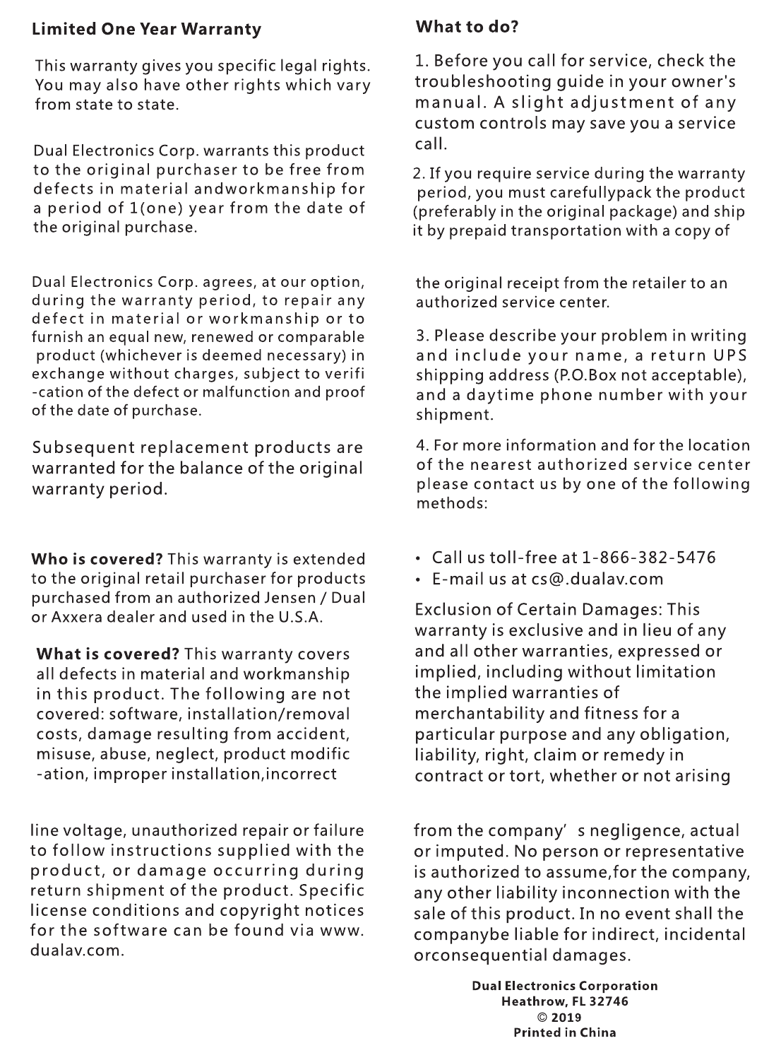## Limited One Year Warranty

This warranty gives you specific legal rights. You may also have other rights which vary from state to state.

Dual Electronics Corp. warrants this product to the original purchaser to be free from defects in material andworkmanship for a period of 1(one) year from the date of the original purchase.

Dual Electronics Corp. agrees, at our option, during the warranty period, to repair any defect in material or workmanship or to furnish an equal new, renewed or comparable product (whichever is deemed necessary) in exchange without charges, subject to verifi -cation of the defect or malfunction and proof of the date of purchase.

Subsequent replacement products are warranted for the balance of the original warranty period.

**Who is covered?** This warranty is extended to the original retail purchaser for products purchased from an authorized Jensen / Dual or Axxera dealer and used in the U.S.A.

**What is covered?** This warranty covers all defects in material and workmanship in this product. The following are not covered: software, installation/removal costs, damage resulting from accident, misuse, abuse, neglect, product modific -ation, improper installation,incorrect line voltage, unauthorized repair or failure to follow instructions supplied with the product, or damage occurring during return shipment of the product. Specific license conditions and copyright notices for the software can be found via www. dualav.com.

## What to do?

1. Before you call for service, check the troubleshooting guide in your owner's manual. A slight adjustment of any custom controls may save you a service call.

2. If you require service during the warranty period, you must carefullypack the product (preferably in the original package) and ship it by prepaid transportation with a copy of the original receipt from the retailer to an authorized service center.

3. Please describe your problem in writing and include your name, a return UPS shipping address (P.O.Box not acceptable), and a daytime phone number with your shipment.

4. For more information and for the location of the nearest authorized service center please contact us by one of the following methods:

- Call us toll-free at 1-866-382-5476
- E-mail us at cs@.dualav.com

Exclusion of Certain Damages: This warranty is exclusive and in lieu of any and all other warranties, expressed or implied, including without limitation the implied warranties of merchantability and fitness for a particular purpose and any obligation, liability, right, claim or remedy in contract or tort, whether or not arising from the company' s negligence, actual or imputed. No person or representative is authorized to assume,for the company, any other liability inconnection with the sale of this product. In no event shall the companybe liable for indirect, incidental orconsequential damages.

**Dual Electronics Corporation**
**Heathrow, FL 32746**
**© 2019**
**Printed in China**